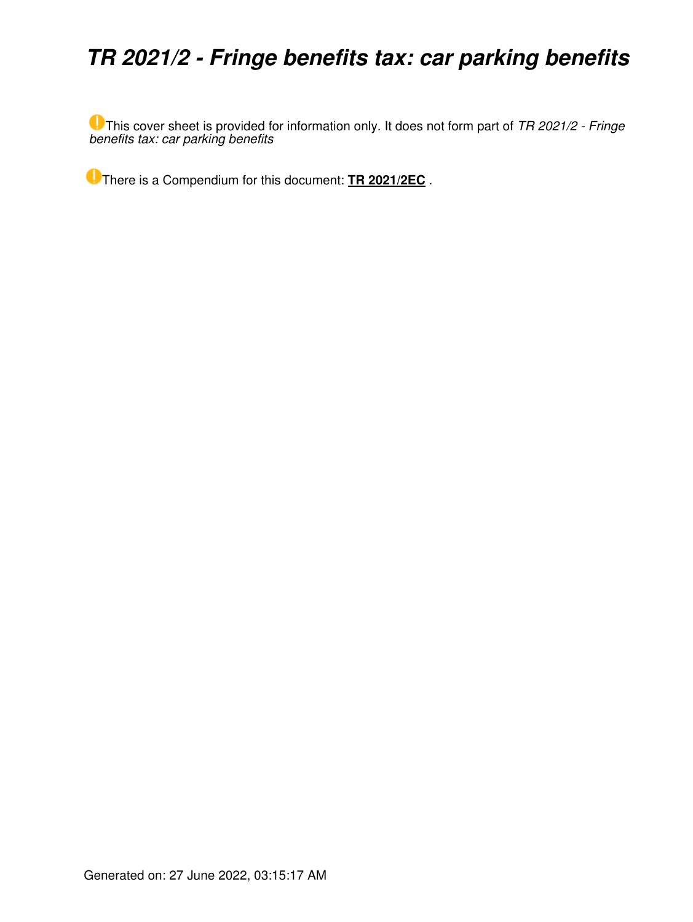# *TR 2021/2 - Fringe benefits tax: car parking benefits*

This cover sheet is provided for information only. It does not form part of *TR 2021/2 - Fringe benefits tax: car parking benefits*

There is a Compendium for this document: **TR 2021/2EC** .

Generated on: 27 June 2022, 03:15:17 AM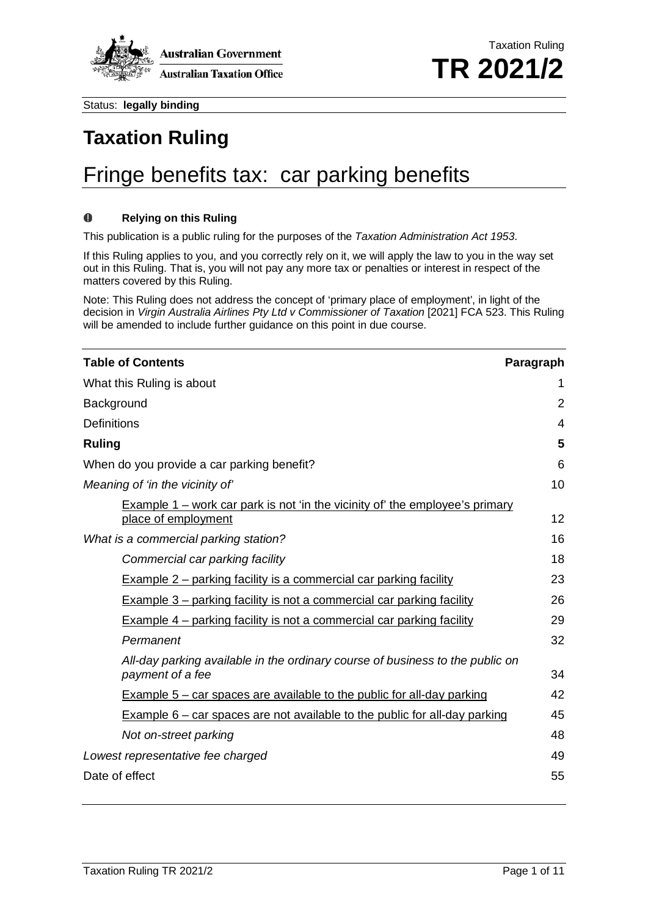Status: **legally binding**

# Taxation Ruling

# Fringe benefits tax: car parking benefits

**Relying on this Ruling**

This publication is a public ruling for the purposes of the *Taxation Administration Act 1953*.

If this Ruling applies to you, and you correctly rely on it, we will apply the law to you in the way set out in this Ruling. That is, you will not pay any more tax or penalties or interest in respect of the matters covered by this Ruling.

Note: This Ruling does not address the concept of 'primary place of employment', in light of the decision in *Virgin Australia Airlines Pty Ltd v Commissioner of Taxation* [2021] FCA 523. This Ruling will be amended to include further guidance on this point in due course.

| **Table of Contents** | **Paragraph** |
|---|---|
| What this Ruling is about | 1 |
| Background | 2 |
| Definitions | 4 |
| **Ruling** | **5** |
| When do you provide a car parking benefit? | 6 |
| *Meaning of 'in the vicinity of'* | 10 |
| Example 1 – work car park is not 'in the vicinity of' the employee's primary place of employment | 12 |
| *What is a commercial parking station?* | 16 |
| *Commercial car parking facility* | 18 |
| Example 2 – parking facility is a commercial car parking facility | 23 |
| Example 3 – parking facility is not a commercial car parking facility | 26 |
| Example 4 – parking facility is not a commercial car parking facility | 29 |
| *Permanent* | 32 |
| *All-day parking available in the ordinary course of business to the public on payment of a fee* | 34 |
| Example 5 – car spaces are available to the public for all-day parking | 42 |
| Example 6 – car spaces are not available to the public for all-day parking | 45 |
| *Not on-street parking* | 48 |
| *Lowest representative fee charged* | 49 |
| Date of effect | 55 |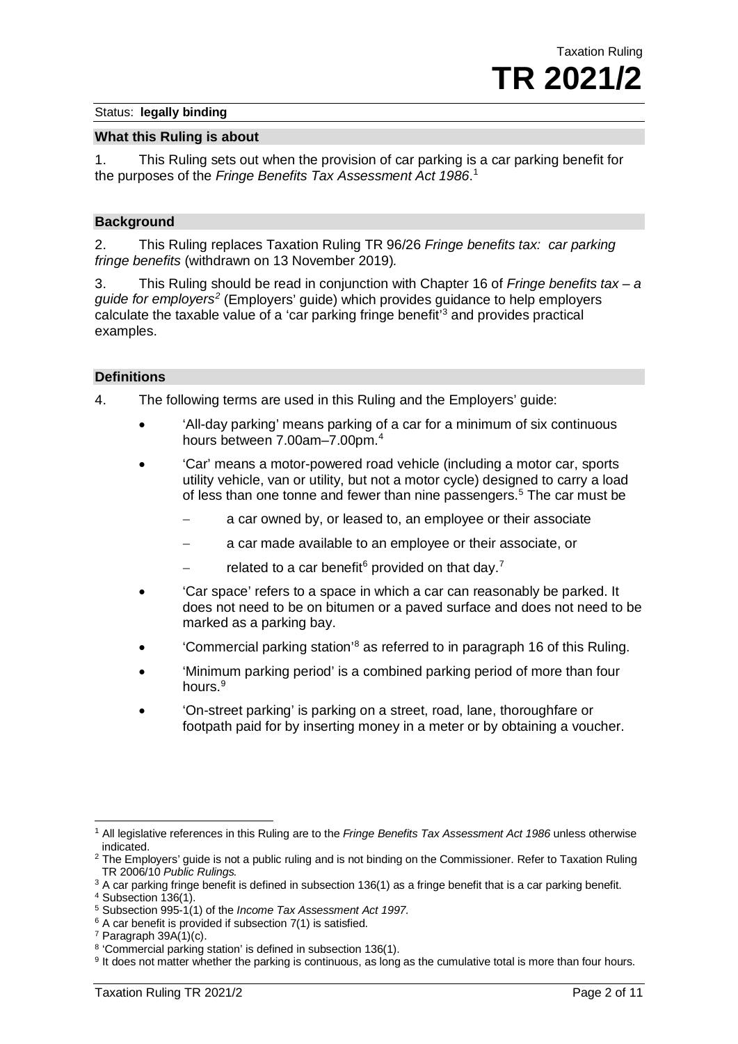Status: **legally binding**

## What this Ruling is about

1. This Ruling sets out when the provision of car parking is a car parking benefit for the purposes of the *Fringe Benefits Tax Assessment Act 1986*.[1]

## Background

2. This Ruling replaces Taxation Ruling TR 96/26 *Fringe benefits tax: car parking fringe benefits* (withdrawn on 13 November 2019).

3. This Ruling should be read in conjunction with Chapter 16 of *Fringe benefits tax – a guide for employers*[2] (Employers' guide) which provides guidance to help employers calculate the taxable value of a 'car parking fringe benefit'[3] and provides practical examples.

## Definitions

4. The following terms are used in this Ruling and the Employers' guide:

- 'All-day parking' means parking of a car for a minimum of six continuous hours between 7.00am–7.00pm.[4]
- 'Car' means a motor-powered road vehicle (including a motor car, sports utility vehicle, van or utility, but not a motor cycle) designed to carry a load of less than one tonne and fewer than nine passengers.[5] The car must be
  - a car owned by, or leased to, an employee or their associate
  - a car made available to an employee or their associate, or
  - related to a car benefit[6] provided on that day.[7]
- 'Car space' refers to a space in which a car can reasonably be parked. It does not need to be on bitumen or a paved surface and does not need to be marked as a parking bay.
- 'Commercial parking station'[8] as referred to in paragraph 16 of this Ruling.
- 'Minimum parking period' is a combined parking period of more than four hours.[9]
- 'On-street parking' is parking on a street, road, lane, thoroughfare or footpath paid for by inserting money in a meter or by obtaining a voucher.

---

[1] All legislative references in this Ruling are to the *Fringe Benefits Tax Assessment Act 1986* unless otherwise indicated.

[2] The Employers' guide is not a public ruling and is not binding on the Commissioner. Refer to Taxation Ruling TR 2006/10 *Public Rulings*.

[3] A car parking fringe benefit is defined in subsection 136(1) as a fringe benefit that is a car parking benefit.

[4] Subsection 136(1).

[5] Subsection 995-1(1) of the *Income Tax Assessment Act 1997*.

[6] A car benefit is provided if subsection 7(1) is satisfied.

[7] Paragraph 39A(1)(c).

[8] 'Commercial parking station' is defined in subsection 136(1).

[9] It does not matter whether the parking is continuous, as long as the cumulative total is more than four hours.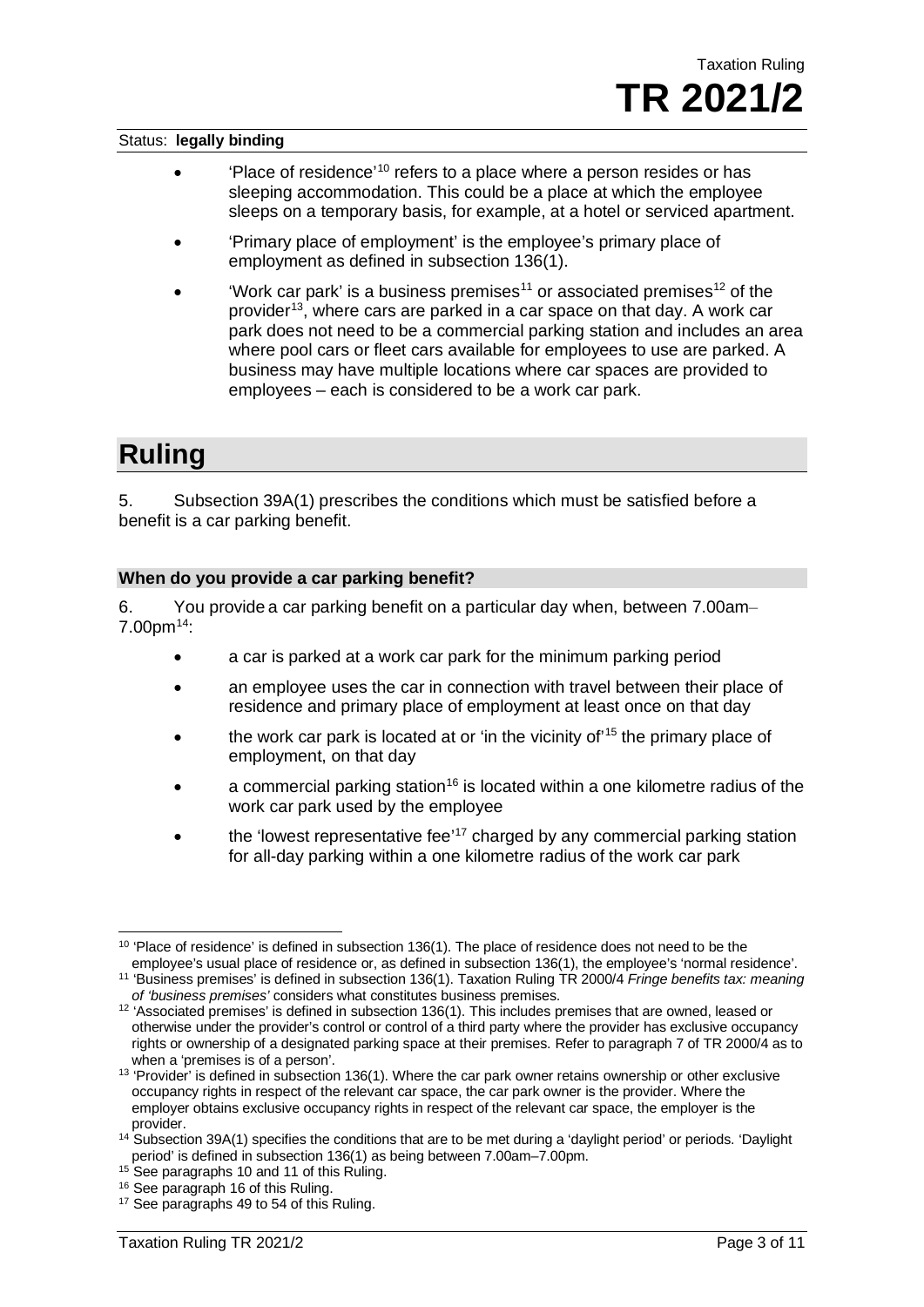Status: **legally binding**

- 'Place of residence'[10] refers to a place where a person resides or has sleeping accommodation. This could be a place at which the employee sleeps on a temporary basis, for example, at a hotel or serviced apartment.
- 'Primary place of employment' is the employee's primary place of employment as defined in subsection 136(1).
- 'Work car park' is a business premises[11] or associated premises[12] of the provider[13], where cars are parked in a car space on that day. A work car park does not need to be a commercial parking station and includes an area where pool cars or fleet cars available for employees to use are parked. A business may have multiple locations where car spaces are provided to employees – each is considered to be a work car park.

## Ruling

5. Subsection 39A(1) prescribes the conditions which must be satisfied before a benefit is a car parking benefit.

### When do you provide a car parking benefit?

6. You provide a car parking benefit on a particular day when, between 7.00am–7.00pm[14]:

- a car is parked at a work car park for the minimum parking period
- an employee uses the car in connection with travel between their place of residence and primary place of employment at least once on that day
- the work car park is located at or 'in the vicinity of'[15] the primary place of employment, on that day
- a commercial parking station[16] is located within a one kilometre radius of the work car park used by the employee
- the 'lowest representative fee'[17] charged by any commercial parking station for all-day parking within a one kilometre radius of the work car park

---

[10] 'Place of residence' is defined in subsection 136(1). The place of residence does not need to be the employee's usual place of residence or, as defined in subsection 136(1), the employee's 'normal residence'.

[11] 'Business premises' is defined in subsection 136(1). Taxation Ruling TR 2000/4 *Fringe benefits tax: meaning of 'business premises'* considers what constitutes business premises.

[12] 'Associated premises' is defined in subsection 136(1). This includes premises that are owned, leased or otherwise under the provider's control or control of a third party where the provider has exclusive occupancy rights or ownership of a designated parking space at their premises. Refer to paragraph 7 of TR 2000/4 as to when a 'premises is of a person'.

[13] 'Provider' is defined in subsection 136(1). Where the car park owner retains ownership or other exclusive occupancy rights in respect of the relevant car space, the car park owner is the provider. Where the employer obtains exclusive occupancy rights in respect of the relevant car space, the employer is the provider.

[14] Subsection 39A(1) specifies the conditions that are to be met during a 'daylight period' or periods. 'Daylight period' is defined in subsection 136(1) as being between 7.00am–7.00pm.

[15] See paragraphs 10 and 11 of this Ruling.

[16] See paragraph 16 of this Ruling.

[17] See paragraphs 49 to 54 of this Ruling.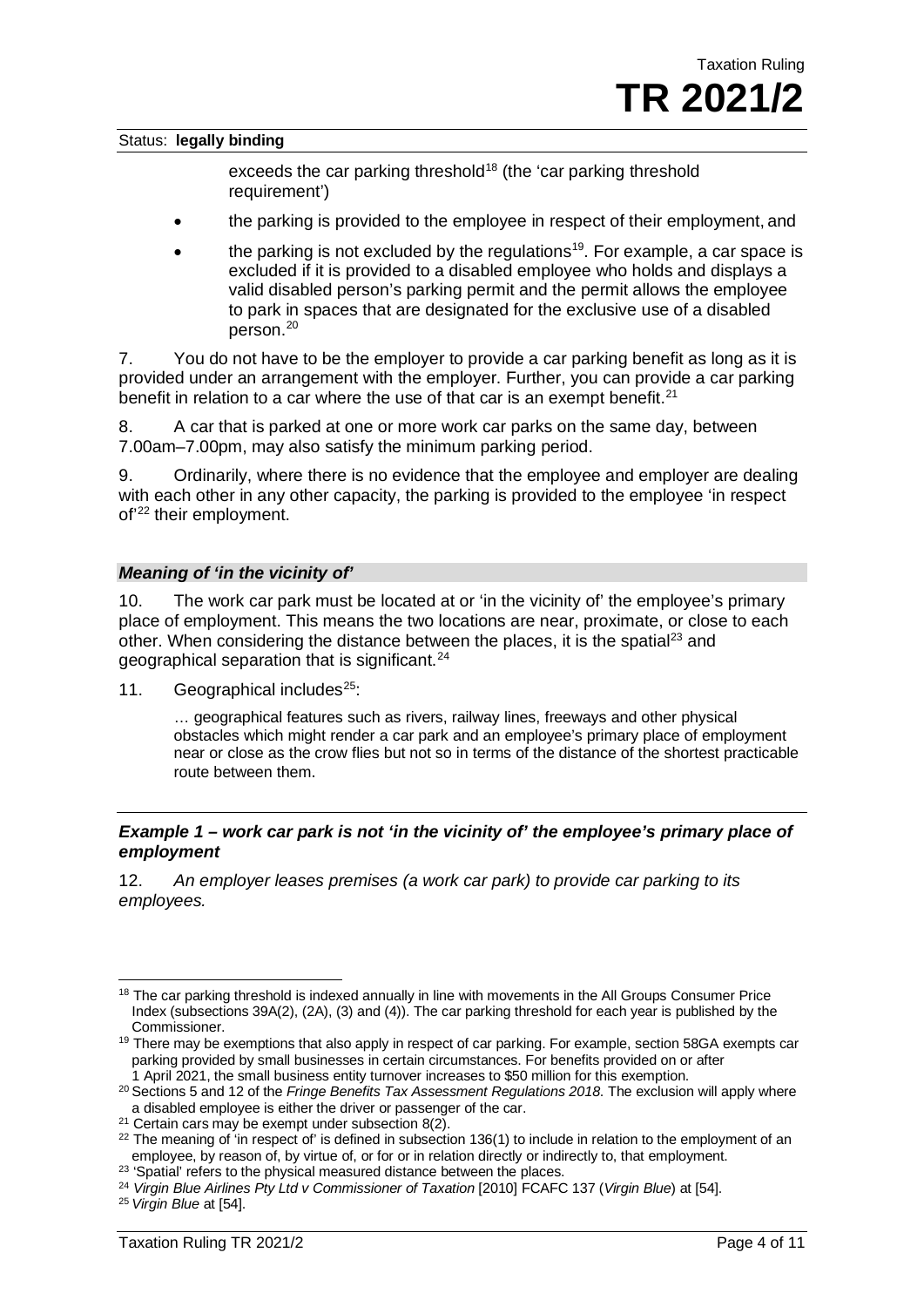exceeds the car parking threshold[18] (the 'car parking threshold requirement')

- the parking is provided to the employee in respect of their employment, and
- the parking is not excluded by the regulations[19]. For example, a car space is excluded if it is provided to a disabled employee who holds and displays a valid disabled person's parking permit and the permit allows the employee to park in spaces that are designated for the exclusive use of a disabled person.[20]

7. You do not have to be the employer to provide a car parking benefit as long as it is provided under an arrangement with the employer. Further, you can provide a car parking benefit in relation to a car where the use of that car is an exempt benefit.[21]

8. A car that is parked at one or more work car parks on the same day, between 7.00am–7.00pm, may also satisfy the minimum parking period.

9. Ordinarily, where there is no evidence that the employee and employer are dealing with each other in any other capacity, the parking is provided to the employee 'in respect of'[22] their employment.

### *Meaning of 'in the vicinity of'*

10. The work car park must be located at or 'in the vicinity of' the employee's primary place of employment. This means the two locations are near, proximate, or close to each other. When considering the distance between the places, it is the spatial[23] and geographical separation that is significant.[24]

11. Geographical includes[25]:

> … geographical features such as rivers, railway lines, freeways and other physical obstacles which might render a car park and an employee's primary place of employment near or close as the crow flies but not so in terms of the distance of the shortest practicable route between them.

### *Example 1 – work car park is not 'in the vicinity of' the employee's primary place of employment*

12. *An employer leases premises (a work car park) to provide car parking to its employees.*

---

[18] The car parking threshold is indexed annually in line with movements in the All Groups Consumer Price Index (subsections 39A(2), (2A), (3) and (4)). The car parking threshold for each year is published by the Commissioner.

[19] There may be exemptions that also apply in respect of car parking. For example, section 58GA exempts car parking provided by small businesses in certain circumstances. For benefits provided on or after 1 April 2021, the small business entity turnover increases to $50 million for this exemption.

[20] Sections 5 and 12 of the *Fringe Benefits Tax Assessment Regulations 2018*. The exclusion will apply where a disabled employee is either the driver or passenger of the car.

[21] Certain cars may be exempt under subsection 8(2).

[22] The meaning of 'in respect of' is defined in subsection 136(1) to include in relation to the employment of an employee, by reason of, by virtue of, or for or in relation directly or indirectly to, that employment.

[23] 'Spatial' refers to the physical measured distance between the places.

[24] *Virgin Blue Airlines Pty Ltd v Commissioner of Taxation* [2010] FCAFC 137 (*Virgin Blue*) at [54].

[25] *Virgin Blue* at [54].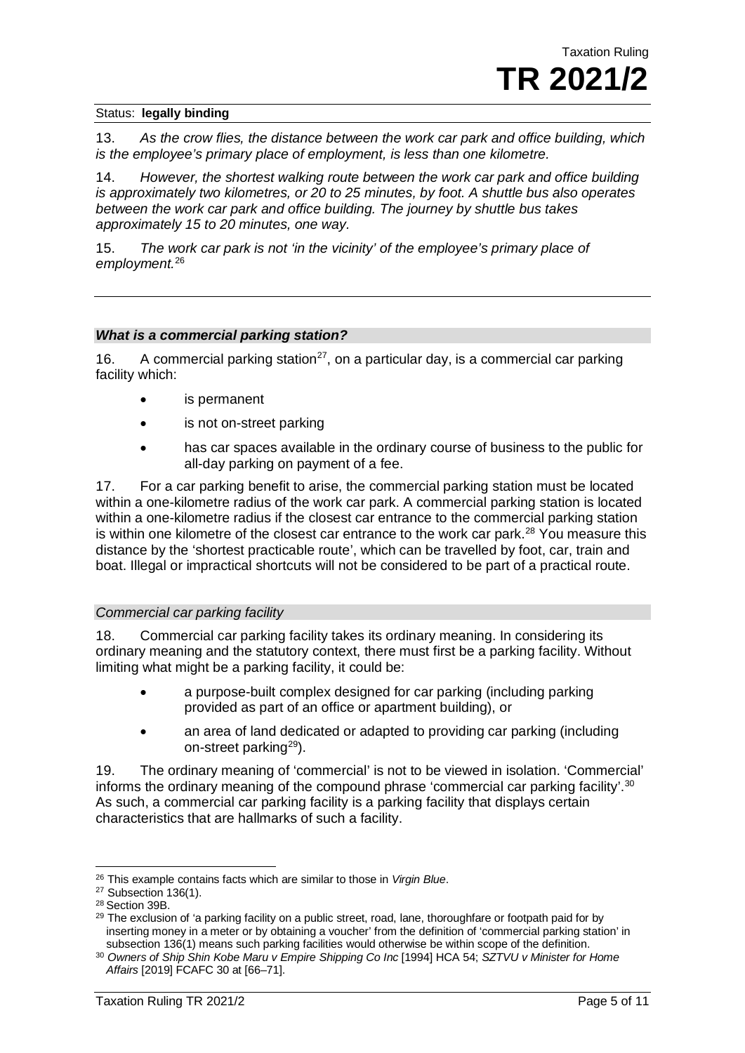13. *As the crow flies, the distance between the work car park and office building, which is the employee's primary place of employment, is less than one kilometre.*

14. *However, the shortest walking route between the work car park and office building is approximately two kilometres, or 20 to 25 minutes, by foot. A shuttle bus also operates between the work car park and office building. The journey by shuttle bus takes approximately 15 to 20 minutes, one way.*

15. *The work car park is not 'in the vicinity' of the employee's primary place of employment.*[26]

---

### *What is a commercial parking station?*

16. A commercial parking station[27], on a particular day, is a commercial car parking facility which:

- is permanent
- is not on-street parking
- has car spaces available in the ordinary course of business to the public for all-day parking on payment of a fee.

17. For a car parking benefit to arise, the commercial parking station must be located within a one-kilometre radius of the work car park. A commercial parking station is located within a one-kilometre radius if the closest car entrance to the commercial parking station is within one kilometre of the closest car entrance to the work car park.[28] You measure this distance by the 'shortest practicable route', which can be travelled by foot, car, train and boat. Illegal or impractical shortcuts will not be considered to be part of a practical route.

#### *Commercial car parking facility*

18. Commercial car parking facility takes its ordinary meaning. In considering its ordinary meaning and the statutory context, there must first be a parking facility. Without limiting what might be a parking facility, it could be:

- a purpose-built complex designed for car parking (including parking provided as part of an office or apartment building), or
- an area of land dedicated or adapted to providing car parking (including on-street parking[29]).

19. The ordinary meaning of 'commercial' is not to be viewed in isolation. 'Commercial' informs the ordinary meaning of the compound phrase 'commercial car parking facility'.[30] As such, a commercial car parking facility is a parking facility that displays certain characteristics that are hallmarks of such a facility.

---

[26] This example contains facts which are similar to those in *Virgin Blue*.

[27] Subsection 136(1).

[28] Section 39B.

[29] The exclusion of 'a parking facility on a public street, road, lane, thoroughfare or footpath paid for by inserting money in a meter or by obtaining a voucher' from the definition of 'commercial parking station' in subsection 136(1) means such parking facilities would otherwise be within scope of the definition.

[30] *Owners of Ship Shin Kobe Maru v Empire Shipping Co Inc* [1994] HCA 54; *SZTVU v Minister for Home Affairs* [2019] FCAFC 30 at [66–71].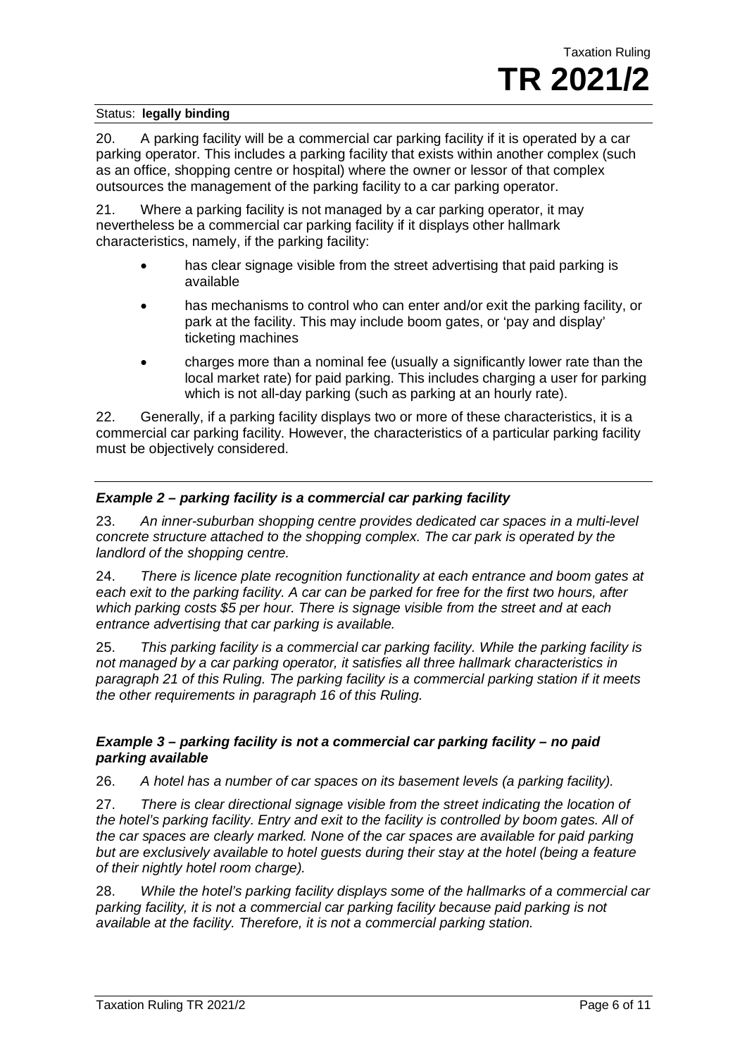20. A parking facility will be a commercial car parking facility if it is operated by a car parking operator. This includes a parking facility that exists within another complex (such as an office, shopping centre or hospital) where the owner or lessor of that complex outsources the management of the parking facility to a car parking operator.

21. Where a parking facility is not managed by a car parking operator, it may nevertheless be a commercial car parking facility if it displays other hallmark characteristics, namely, if the parking facility:

- has clear signage visible from the street advertising that paid parking is available
- has mechanisms to control who can enter and/or exit the parking facility, or park at the facility. This may include boom gates, or 'pay and display' ticketing machines
- charges more than a nominal fee (usually a significantly lower rate than the local market rate) for paid parking. This includes charging a user for parking which is not all-day parking (such as parking at an hourly rate).

22. Generally, if a parking facility displays two or more of these characteristics, it is a commercial car parking facility. However, the characteristics of a particular parking facility must be objectively considered.

---

### *Example 2 – parking facility is a commercial car parking facility*

23. *An inner-suburban shopping centre provides dedicated car spaces in a multi-level concrete structure attached to the shopping complex. The car park is operated by the landlord of the shopping centre.*

24. *There is licence plate recognition functionality at each entrance and boom gates at each exit to the parking facility. A car can be parked for free for the first two hours, after which parking costs $5 per hour. There is signage visible from the street and at each entrance advertising that car parking is available.*

25. *This parking facility is a commercial car parking facility. While the parking facility is not managed by a car parking operator, it satisfies all three hallmark characteristics in paragraph 21 of this Ruling. The parking facility is a commercial parking station if it meets the other requirements in paragraph 16 of this Ruling.*

### *Example 3 – parking facility is not a commercial car parking facility – no paid parking available*

26. *A hotel has a number of car spaces on its basement levels (a parking facility).*

27. *There is clear directional signage visible from the street indicating the location of the hotel's parking facility. Entry and exit to the facility is controlled by boom gates. All of the car spaces are clearly marked. None of the car spaces are available for paid parking but are exclusively available to hotel guests during their stay at the hotel (being a feature of their nightly hotel room charge).*

28. *While the hotel's parking facility displays some of the hallmarks of a commercial car parking facility, it is not a commercial car parking facility because paid parking is not available at the facility. Therefore, it is not a commercial parking station.*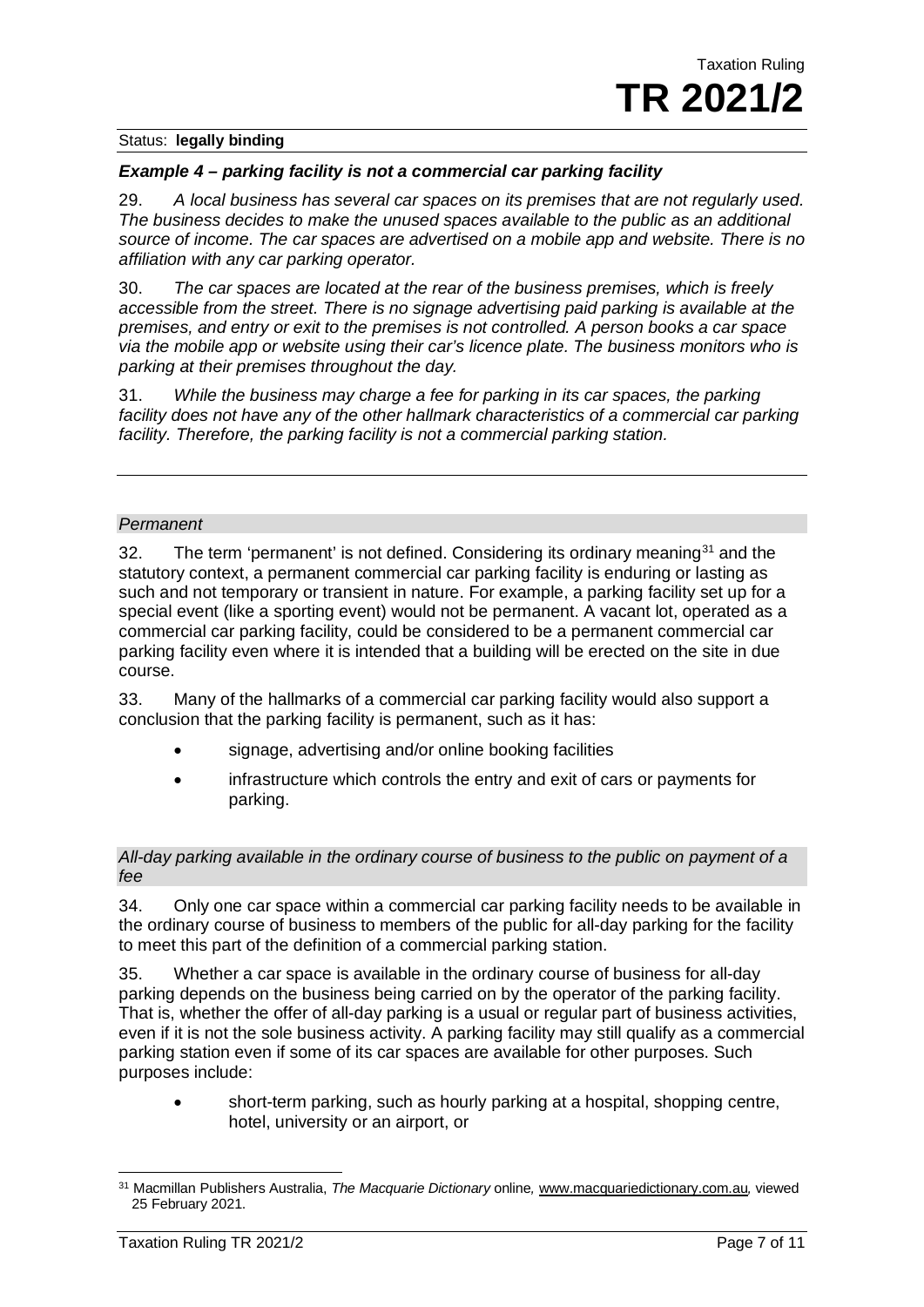### *Example 4 – parking facility is not a commercial car parking facility*

29. *A local business has several car spaces on its premises that are not regularly used. The business decides to make the unused spaces available to the public as an additional source of income. The car spaces are advertised on a mobile app and website. There is no affiliation with any car parking operator.*

30. *The car spaces are located at the rear of the business premises, which is freely accessible from the street. There is no signage advertising paid parking is available at the premises, and entry or exit to the premises is not controlled. A person books a car space via the mobile app or website using their car's licence plate. The business monitors who is parking at their premises throughout the day.*

31. *While the business may charge a fee for parking in its car spaces, the parking facility does not have any of the other hallmark characteristics of a commercial car parking facility. Therefore, the parking facility is not a commercial parking station.*

#### *Permanent*

32. The term 'permanent' is not defined. Considering its ordinary meaning[31] and the statutory context, a permanent commercial car parking facility is enduring or lasting as such and not temporary or transient in nature. For example, a parking facility set up for a special event (like a sporting event) would not be permanent. A vacant lot, operated as a commercial car parking facility, could be considered to be a permanent commercial car parking facility even where it is intended that a building will be erected on the site in due course.

33. Many of the hallmarks of a commercial car parking facility would also support a conclusion that the parking facility is permanent, such as it has:

- signage, advertising and/or online booking facilities
- infrastructure which controls the entry and exit of cars or payments for parking.

#### *All-day parking available in the ordinary course of business to the public on payment of a fee*

34. Only one car space within a commercial car parking facility needs to be available in the ordinary course of business to members of the public for all-day parking for the facility to meet this part of the definition of a commercial parking station.

35. Whether a car space is available in the ordinary course of business for all-day parking depends on the business being carried on by the operator of the parking facility. That is, whether the offer of all-day parking is a usual or regular part of business activities, even if it is not the sole business activity. A parking facility may still qualify as a commercial parking station even if some of its car spaces are available for other purposes. Such purposes include:

- short-term parking, such as hourly parking at a hospital, shopping centre, hotel, university or an airport, or

---

[31] Macmillan Publishers Australia, *The Macquarie Dictionary* online*,* www.macquariedictionary.com.au*,* viewed 25 February 2021.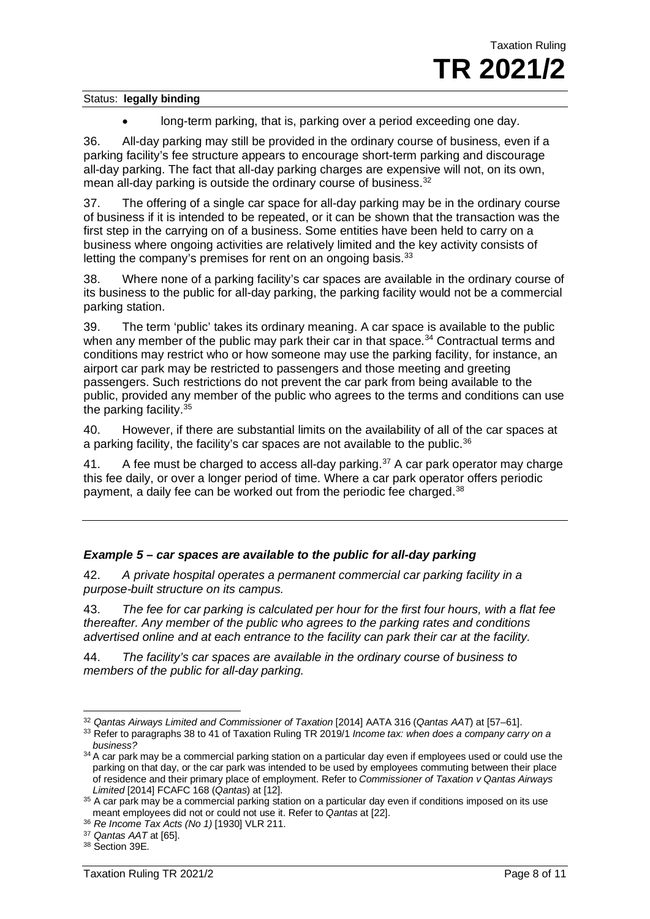- long-term parking, that is, parking over a period exceeding one day.

36. All-day parking may still be provided in the ordinary course of business, even if a parking facility's fee structure appears to encourage short-term parking and discourage all-day parking. The fact that all-day parking charges are expensive will not, on its own, mean all-day parking is outside the ordinary course of business.[32]

37. The offering of a single car space for all-day parking may be in the ordinary course of business if it is intended to be repeated, or it can be shown that the transaction was the first step in the carrying on of a business. Some entities have been held to carry on a business where ongoing activities are relatively limited and the key activity consists of letting the company's premises for rent on an ongoing basis.[33]

38. Where none of a parking facility's car spaces are available in the ordinary course of its business to the public for all-day parking, the parking facility would not be a commercial parking station.

39. The term 'public' takes its ordinary meaning. A car space is available to the public when any member of the public may park their car in that space.[34] Contractual terms and conditions may restrict who or how someone may use the parking facility, for instance, an airport car park may be restricted to passengers and those meeting and greeting passengers. Such restrictions do not prevent the car park from being available to the public, provided any member of the public who agrees to the terms and conditions can use the parking facility.[35]

40. However, if there are substantial limits on the availability of all of the car spaces at a parking facility, the facility's car spaces are not available to the public.[36]

41. A fee must be charged to access all-day parking.[37] A car park operator may charge this fee daily, or over a longer period of time. Where a car park operator offers periodic payment, a daily fee can be worked out from the periodic fee charged.[38]

---

### *Example 5 – car spaces are available to the public for all-day parking*

42. *A private hospital operates a permanent commercial car parking facility in a purpose-built structure on its campus.*

43. *The fee for car parking is calculated per hour for the first four hours, with a flat fee thereafter. Any member of the public who agrees to the parking rates and conditions advertised online and at each entrance to the facility can park their car at the facility.*

44. *The facility's car spaces are available in the ordinary course of business to members of the public for all-day parking.*

---

[32] *Qantas Airways Limited and Commissioner of Taxation* [2014] AATA 316 (*Qantas AAT*) at [57–61].

[33] Refer to paragraphs 38 to 41 of Taxation Ruling TR 2019/1 *Income tax: when does a company carry on a business?*

[34] A car park may be a commercial parking station on a particular day even if employees used or could use the parking on that day, or the car park was intended to be used by employees commuting between their place of residence and their primary place of employment. Refer to *Commissioner of Taxation v Qantas Airways Limited* [2014] FCAFC 168 (*Qantas*) at [12].

[35] A car park may be a commercial parking station on a particular day even if conditions imposed on its use meant employees did not or could not use it. Refer to *Qantas* at [22].

[36] *Re Income Tax Acts (No 1)* [1930] VLR 211.

[37] *Qantas AAT* at [65].

[38] Section 39E.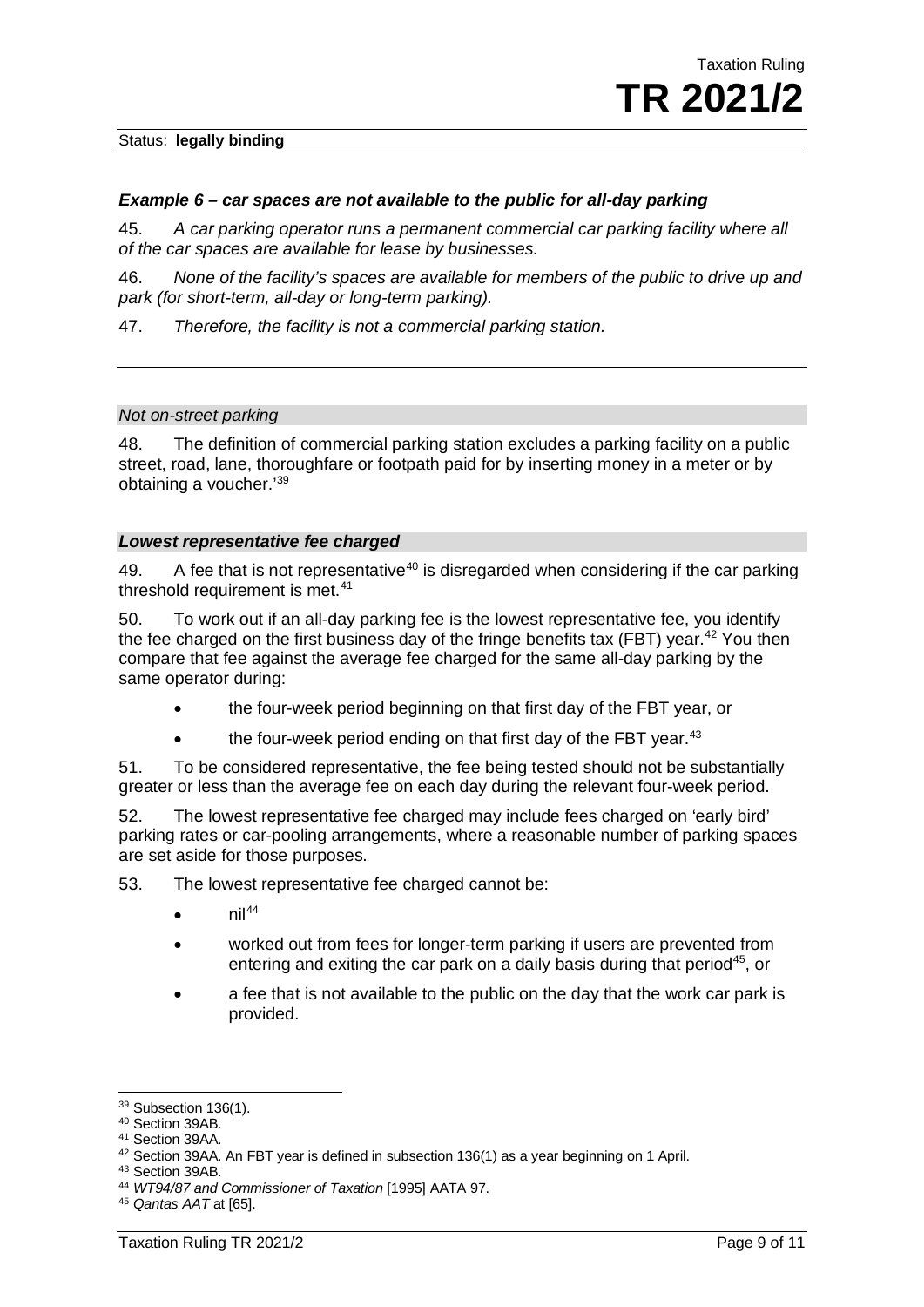### *Example 6 – car spaces are not available to the public for all-day parking*

45. *A car parking operator runs a permanent commercial car parking facility where all of the car spaces are available for lease by businesses.*

46. *None of the facility's spaces are available for members of the public to drive up and park (for short-term, all-day or long-term parking).*

47. *Therefore, the facility is not a commercial parking station.*

---

#### *Not on-street parking*

48. The definition of commercial parking station excludes a parking facility on a public street, road, lane, thoroughfare or footpath paid for by inserting money in a meter or by obtaining a voucher.'[39]

#### ***Lowest representative fee charged***

49. A fee that is not representative[40] is disregarded when considering if the car parking threshold requirement is met.[41]

50. To work out if an all-day parking fee is the lowest representative fee, you identify the fee charged on the first business day of the fringe benefits tax (FBT) year.[42] You then compare that fee against the average fee charged for the same all-day parking by the same operator during:

- the four-week period beginning on that first day of the FBT year, or
- the four-week period ending on that first day of the FBT year.[43]

51. To be considered representative, the fee being tested should not be substantially greater or less than the average fee on each day during the relevant four-week period.

52. The lowest representative fee charged may include fees charged on 'early bird' parking rates or car-pooling arrangements, where a reasonable number of parking spaces are set aside for those purposes.

53. The lowest representative fee charged cannot be:

- nil[44]
- worked out from fees for longer-term parking if users are prevented from entering and exiting the car park on a daily basis during that period[45], or
- a fee that is not available to the public on the day that the work car park is provided.

---

[39] Subsection 136(1).

[40] Section 39AB.

[41] Section 39AA.

[42] Section 39AA. An FBT year is defined in subsection 136(1) as a year beginning on 1 April.

[43] Section 39AB.

[44] *WT94/87 and Commissioner of Taxation* [1995] AATA 97.

[45] *Qantas AAT* at [65].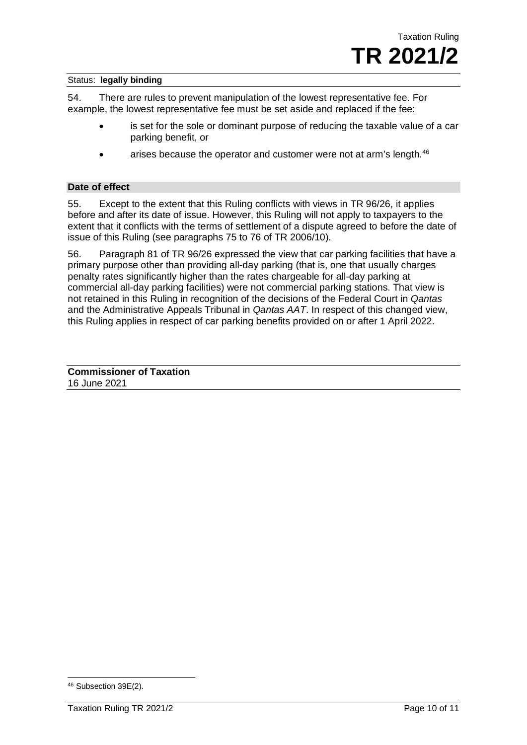54. There are rules to prevent manipulation of the lowest representative fee. For example, the lowest representative fee must be set aside and replaced if the fee:

- is set for the sole or dominant purpose of reducing the taxable value of a car parking benefit, or
- arises because the operator and customer were not at arm's length.[46]

## Date of effect

55. Except to the extent that this Ruling conflicts with views in TR 96/26, it applies before and after its date of issue. However, this Ruling will not apply to taxpayers to the extent that it conflicts with the terms of settlement of a dispute agreed to before the date of issue of this Ruling (see paragraphs 75 to 76 of TR 2006/10).

56. Paragraph 81 of TR 96/26 expressed the view that car parking facilities that have a primary purpose other than providing all-day parking (that is, one that usually charges penalty rates significantly higher than the rates chargeable for all-day parking at commercial all-day parking facilities) were not commercial parking stations. That view is not retained in this Ruling in recognition of the decisions of the Federal Court in *Qantas* and the Administrative Appeals Tribunal in *Qantas AAT*. In respect of this changed view, this Ruling applies in respect of car parking benefits provided on or after 1 April 2022.

**Commissioner of Taxation**
16 June 2021

---

[46] Subsection 39E(2).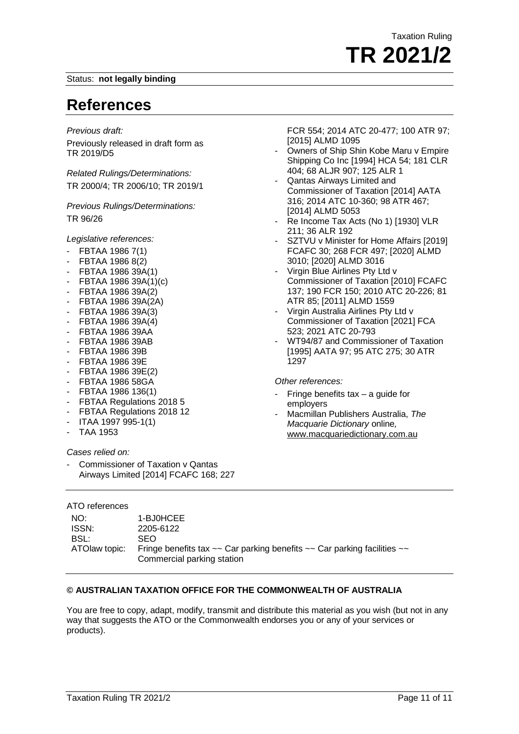Status: **not legally binding**

# References

*Previous draft:*

Previously released in draft form as TR 2019/D5

*Related Rulings/Determinations:*

TR 2000/4; TR 2006/10; TR 2019/1

*Previous Rulings/Determinations:*

TR 96/26

*Legislative references:*

- FBTAA 1986 7(1)
- FBTAA 1986 8(2)
- FBTAA 1986 39A(1)
- FBTAA 1986 39A(1)(c)
- FBTAA 1986 39A(2)
- FBTAA 1986 39A(2A)
- FBTAA 1986 39A(3)
- FBTAA 1986 39A(4)
- FBTAA 1986 39AA
- FBTAA 1986 39AB
- FBTAA 1986 39B
- FBTAA 1986 39E
- FBTAA 1986 39E(2)
- FBTAA 1986 58GA
- FBTAA 1986 136(1)
- FBTAA Regulations 2018 5
- FBTAA Regulations 2018 12
- ITAA 1997 995-1(1)
- TAA 1953

*Cases relied on:*

- Commissioner of Taxation v Qantas Airways Limited [2014] FCAFC 168; 227 FCR 554; 2014 ATC 20-477; 100 ATR 97; [2015] ALMD 1095
- Owners of Ship Shin Kobe Maru v Empire Shipping Co Inc [1994] HCA 54; 181 CLR 404; 68 ALJR 907; 125 ALR 1
- Qantas Airways Limited and Commissioner of Taxation [2014] AATA 316; 2014 ATC 10-360; 98 ATR 467; [2014] ALMD 5053
- Re Income Tax Acts (No 1) [1930] VLR 211; 36 ALR 192
- SZTVU v Minister for Home Affairs [2019] FCAFC 30; 268 FCR 497; [2020] ALMD 3010; [2020] ALMD 3016
- Virgin Blue Airlines Pty Ltd v Commissioner of Taxation [2010] FCAFC 137; 190 FCR 150; 2010 ATC 20-226; 81 ATR 85; [2011] ALMD 1559
- Virgin Australia Airlines Pty Ltd v Commissioner of Taxation [2021] FCA 523; 2021 ATC 20-793
- WT94/87 and Commissioner of Taxation [1995] AATA 97; 95 ATC 275; 30 ATR 1297

*Other references:*

- Fringe benefits tax – a guide for employers
- Macmillan Publishers Australia, *The Macquarie Dictionary* online, www.macquariedictionary.com.au

ATO references

| | |
|---|---|
| NO: | 1-BJ0HCEE |
| ISSN: | 2205-6122 |
| BSL: | SEO |
| ATOlaw topic: | Fringe benefits tax ~~ Car parking benefits ~~ Car parking facilities ~~ Commercial parking station |

**© AUSTRALIAN TAXATION OFFICE FOR THE COMMONWEALTH OF AUSTRALIA**

You are free to copy, adapt, modify, transmit and distribute this material as you wish (but not in any way that suggests the ATO or the Commonwealth endorses you or any of your services or products).